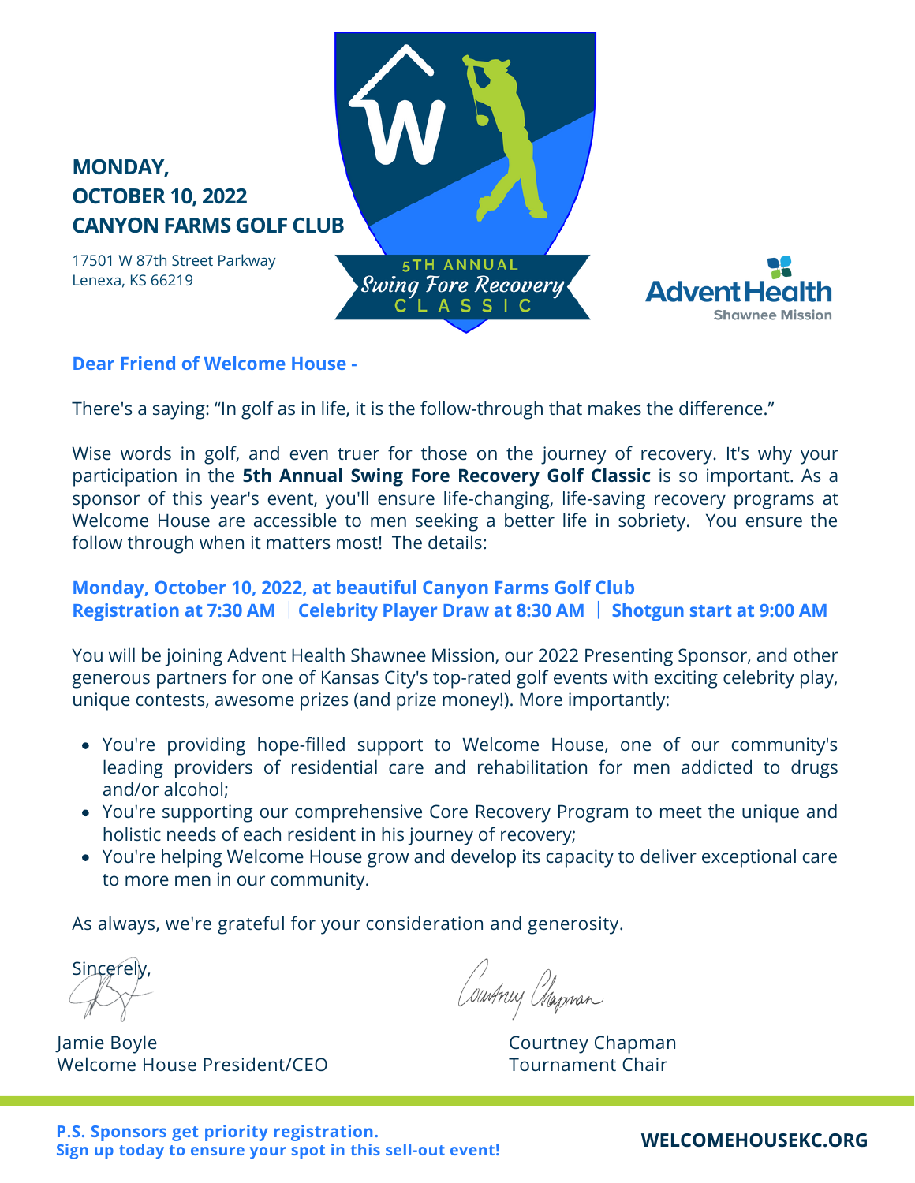**MONDAY,**
**OCTOBER 10, 2022**
**CANYON FARMS GOLF CLUB**

17501 W 87th Street Parkway
Lenexa, KS 66219

5TH ANNUAL
*Swing Fore Recovery*
CLASSIC

AdventHealth
Shawnee Mission

**Dear Friend of Welcome House -**

There's a saying: "In golf as in life, it is the follow-through that makes the difference."

Wise words in golf, and even truer for those on the journey of recovery. It's why your participation in the **5th Annual Swing Fore Recovery Golf Classic** is so important. As a sponsor of this year's event, you'll ensure life-changing, life-saving recovery programs at Welcome House are accessible to men seeking a better life in sobriety. You ensure the follow through when it matters most! The details:

**Monday, October 10, 2022, at beautiful Canyon Farms Golf Club**
**Registration at 7:30 AM | Celebrity Player Draw at 8:30 AM | Shotgun start at 9:00 AM**

You will be joining Advent Health Shawnee Mission, our 2022 Presenting Sponsor, and other generous partners for one of Kansas City's top-rated golf events with exciting celebrity play, unique contests, awesome prizes (and prize money!). More importantly:

- You're providing hope-filled support to Welcome House, one of our community's leading providers of residential care and rehabilitation for men addicted to drugs and/or alcohol;
- You're supporting our comprehensive Core Recovery Program to meet the unique and holistic needs of each resident in his journey of recovery;
- You're helping Welcome House grow and develop its capacity to deliver exceptional care to more men in our community.

As always, we're grateful for your consideration and generosity.

Sincerely,

Jamie Boyle
Welcome House President/CEO

Courtney Chapman
Tournament Chair

**P.S. Sponsors get priority registration.**
**Sign up today to ensure your spot in this sell-out event!**

**WELCOMEHOUSEKC.ORG**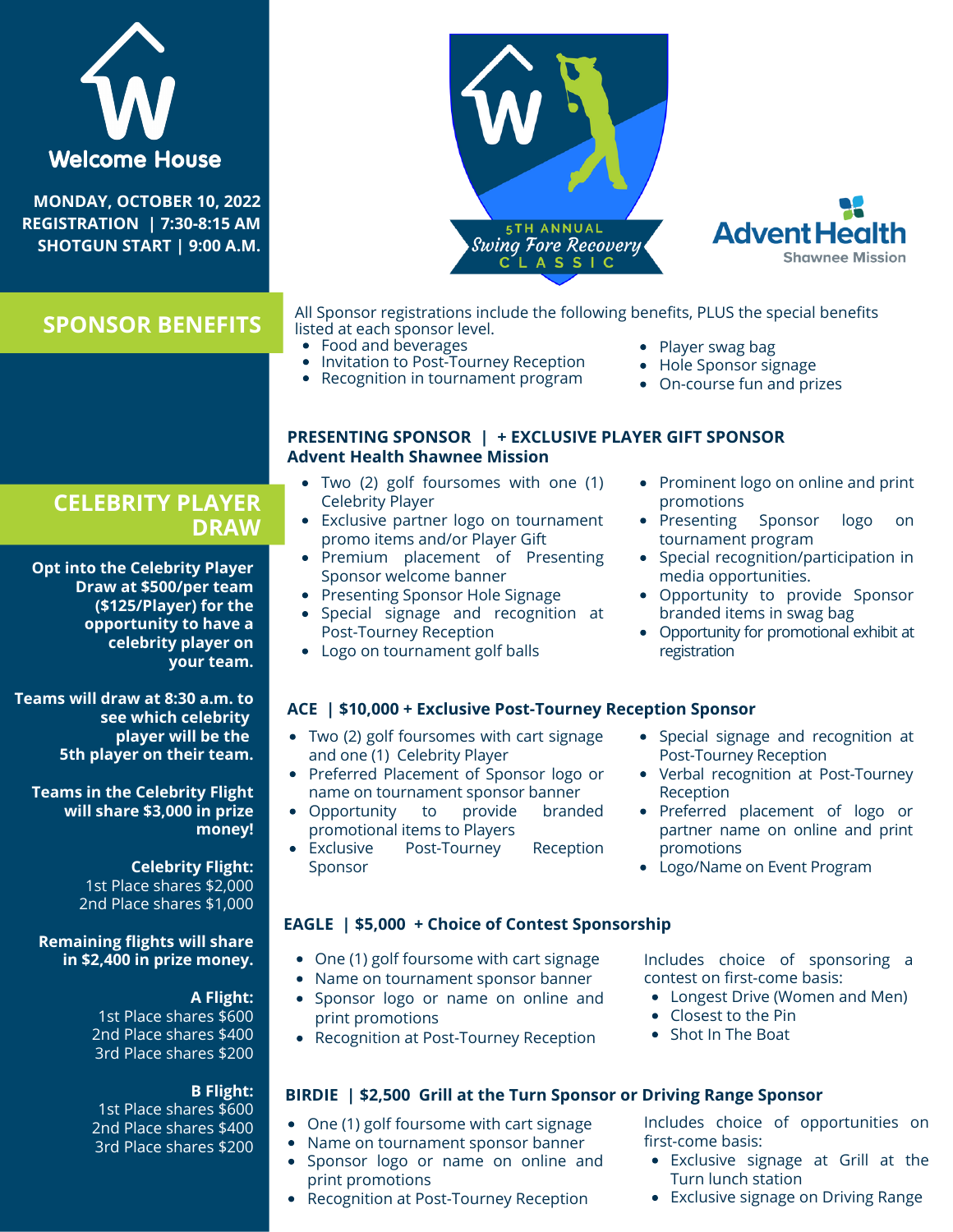Welcome House

**MONDAY, OCTOBER 10, 2022**
**REGISTRATION | 7:30-8:15 AM**
**SHOTGUN START | 9:00 A.M.**

5TH ANNUAL *Swing Fore Recovery* CLASSIC

AdventHealth Shawnee Mission

## SPONSOR BENEFITS

All Sponsor registrations include the following benefits, PLUS the special benefits listed at each sponsor level.

- Food and beverages
- Invitation to Post-Tourney Reception
- Recognition in tournament program
- Player swag bag
- Hole Sponsor signage
- On-course fun and prizes

### PRESENTING SPONSOR | + EXCLUSIVE PLAYER GIFT SPONSOR
**Advent Health Shawnee Mission**

- Two (2) golf foursomes with one (1) Celebrity Player
- Exclusive partner logo on tournament promo items and/or Player Gift
- Premium placement of Presenting Sponsor welcome banner
- Presenting Sponsor Hole Signage
- Special signage and recognition at Post-Tourney Reception
- Logo on tournament golf balls
- Prominent logo on online and print promotions
- Presenting Sponsor logo on tournament program
- Special recognition/participation in media opportunities.
- Opportunity to provide Sponsor branded items in swag bag
- Opportunity for promotional exhibit at registration

### ACE | $10,000 + Exclusive Post-Tourney Reception Sponsor

- Two (2) golf foursomes with cart signage and one (1) Celebrity Player
- Preferred Placement of Sponsor logo or name on tournament sponsor banner
- Opportunity to provide branded promotional items to Players
- Exclusive Post-Tourney Reception Sponsor
- Special signage and recognition at Post-Tourney Reception
- Verbal recognition at Post-Tourney Reception
- Preferred placement of logo or partner name on online and print promotions
- Logo/Name on Event Program

### EAGLE | $5,000 + Choice of Contest Sponsorship

- One (1) golf foursome with cart signage
- Name on tournament sponsor banner
- Sponsor logo or name on online and print promotions
- Recognition at Post-Tourney Reception

Includes choice of sponsoring a contest on first-come basis:

- Longest Drive (Women and Men)
- Closest to the Pin
- Shot In The Boat

### BIRDIE | $2,500 Grill at the Turn Sponsor or Driving Range Sponsor

- One (1) golf foursome with cart signage
- Name on tournament sponsor banner
- Sponsor logo or name on online and print promotions
- Recognition at Post-Tourney Reception

Includes choice of opportunities on first-come basis:

- Exclusive signage at Grill at the Turn lunch station
- Exclusive signage on Driving Range

## CELEBRITY PLAYER DRAW

**Opt into the Celebrity Player Draw at $500/per team ($125/Player) for the opportunity to have a celebrity player on your team.**

**Teams will draw at 8:30 a.m. to see which celebrity player will be the 5th player on their team.**

**Teams in the Celebrity Flight will share $3,000 in prize money!**

**Celebrity Flight:**
1st Place shares $2,000
2nd Place shares $1,000

**Remaining flights will share in $2,400 in prize money.**

**A Flight:**
1st Place shares $600
2nd Place shares $400
3rd Place shares $200

**B Flight:**
1st Place shares $600
2nd Place shares $400
3rd Place shares $200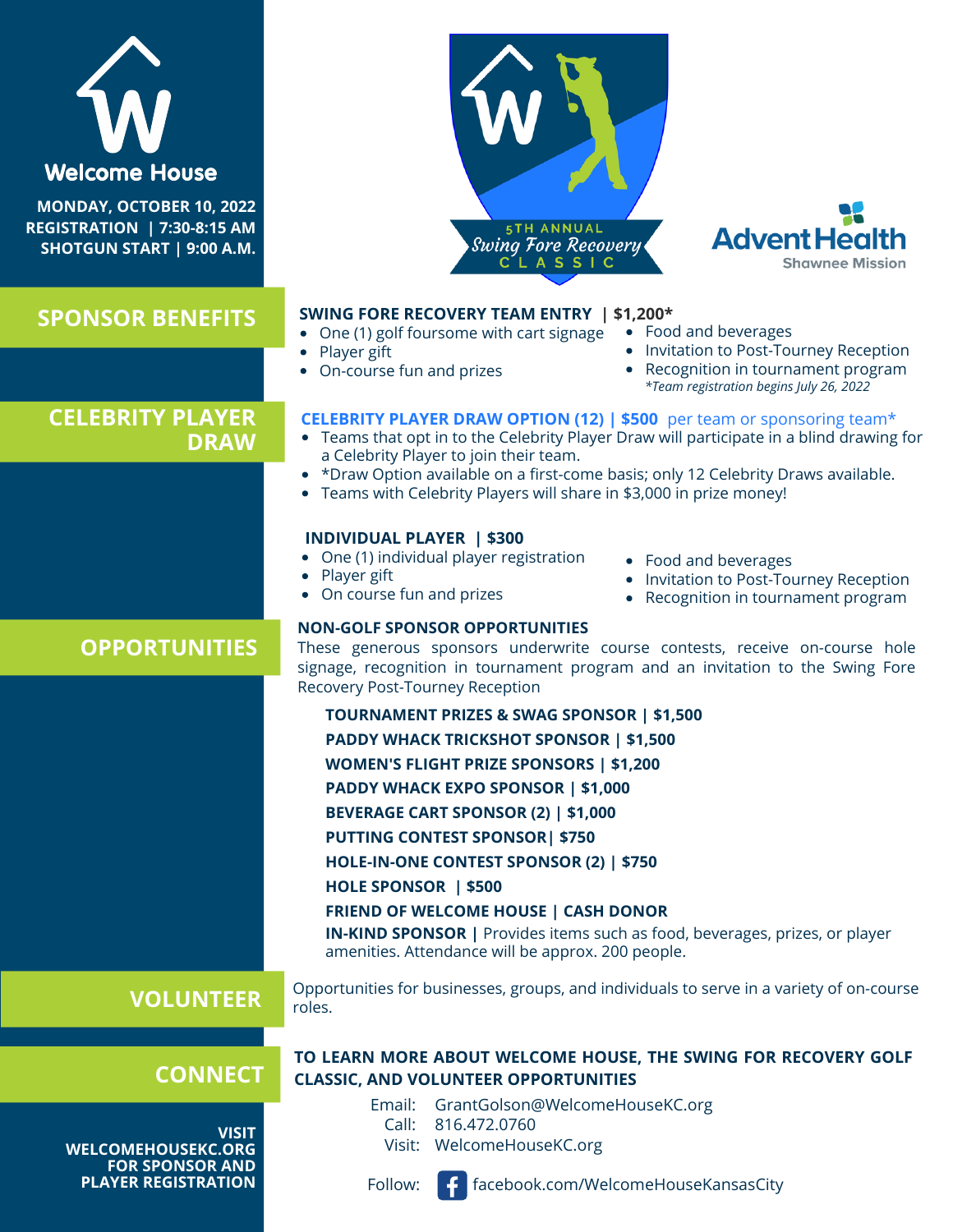# Welcome House

**MONDAY, OCTOBER 10, 2022**
**REGISTRATION | 7:30-8:15 AM**
**SHOTGUN START | 9:00 A.M.**

5TH ANNUAL
Swing Fore Recovery
CLASSIC

AdventHealth
Shawnee Mission

## SPONSOR BENEFITS

**SWING FORE RECOVERY TEAM ENTRY | $1,200***

- One (1) golf foursome with cart signage
- Player gift
- On-course fun and prizes
- Food and beverages
- Invitation to Post-Tourney Reception
- Recognition in tournament program

*\*Team registration begins July 26, 2022*

## CELEBRITY PLAYER DRAW

**CELEBRITY PLAYER DRAW OPTION (12) | $500** per team or sponsoring team*

- Teams that opt in to the Celebrity Player Draw will participate in a blind drawing for a Celebrity Player to join their team.
- *Draw Option available on a first-come basis; only 12 Celebrity Draws available.
- Teams with Celebrity Players will share in $3,000 in prize money!

**INDIVIDUAL PLAYER | $300**

- One (1) individual player registration
- Player gift
- On course fun and prizes
- Food and beverages
- Invitation to Post-Tourney Reception
- Recognition in tournament program

## OPPORTUNITIES

**NON-GOLF SPONSOR OPPORTUNITIES**

These generous sponsors underwrite course contests, receive on-course hole signage, recognition in tournament program and an invitation to the Swing Fore Recovery Post-Tourney Reception

**TOURNAMENT PRIZES & SWAG SPONSOR | $1,500**
**PADDY WHACK TRICKSHOT SPONSOR | $1,500**
**WOMEN'S FLIGHT PRIZE SPONSORS | $1,200**
**PADDY WHACK EXPO SPONSOR | $1,000**
**BEVERAGE CART SPONSOR (2) | $1,000**
**PUTTING CONTEST SPONSOR| $750**
**HOLE-IN-ONE CONTEST SPONSOR (2) | $750**
**HOLE SPONSOR | $500**
**FRIEND OF WELCOME HOUSE | CASH DONOR**
**IN-KIND SPONSOR |** Provides items such as food, beverages, prizes, or player amenities. Attendance will be approx. 200 people.

## VOLUNTEER

Opportunities for businesses, groups, and individuals to serve in a variety of on-course roles.

## CONNECT

**TO LEARN MORE ABOUT WELCOME HOUSE, THE SWING FOR RECOVERY GOLF CLASSIC, AND VOLUNTEER OPPORTUNITIES**

Email: GrantGolson@WelcomeHouseKC.org
Call: 816.472.0760
Visit: WelcomeHouseKC.org
Follow: facebook.com/WelcomeHouseKansasCity

**VISIT WELCOMEHOUSEKC.ORG FOR SPONSOR AND PLAYER REGISTRATION**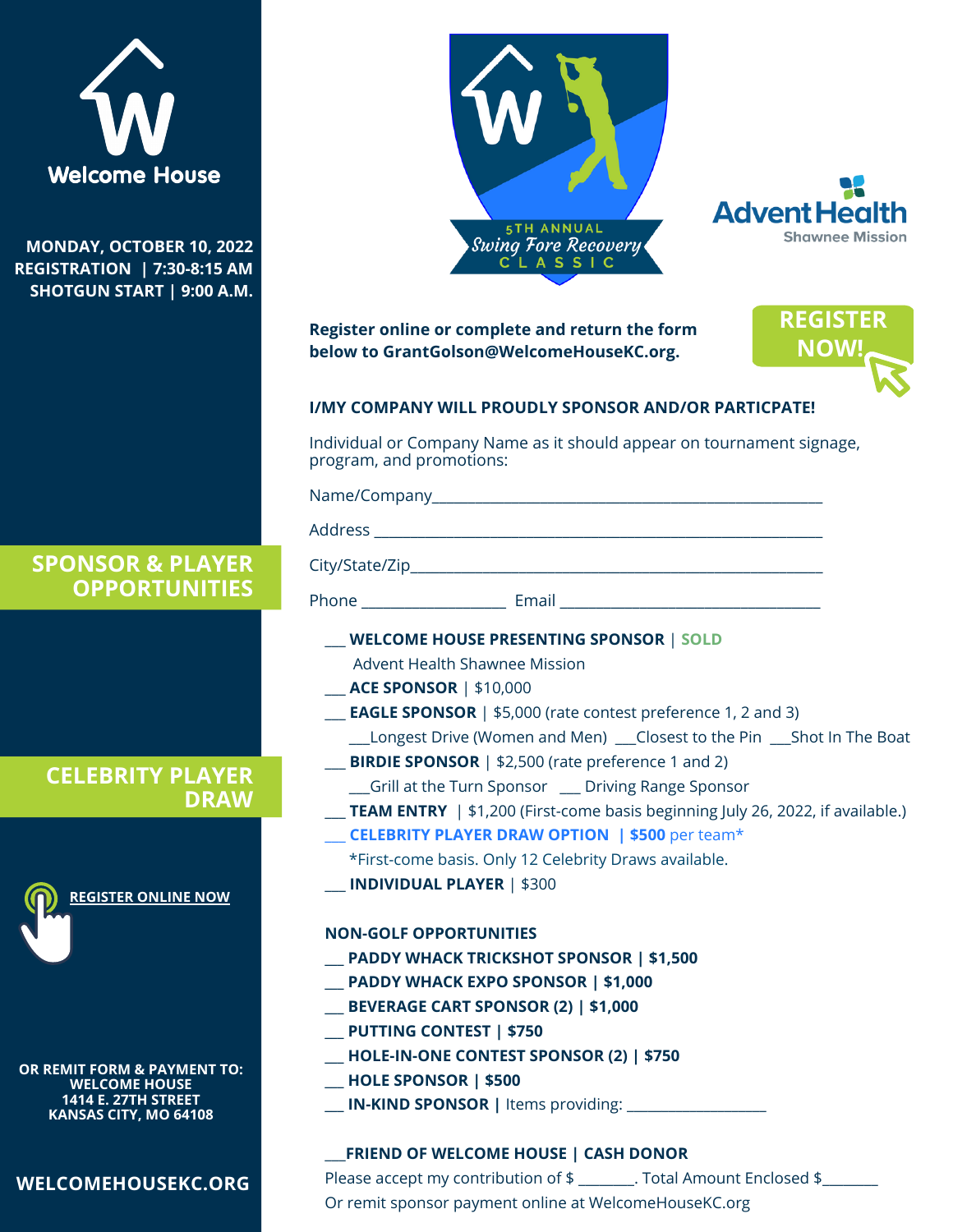Welcome House

**MONDAY, OCTOBER 10, 2022**
**REGISTRATION | 7:30-8:15 AM**
**SHOTGUN START | 9:00 A.M.**

5TH ANNUAL
Swing Fore Recovery
CLASSIC

AdventHealth
Shawnee Mission

**Register online or complete and return the form below to GrantGolson@WelcomeHouseKC.org.**

**REGISTER NOW!**

## SPONSOR & PLAYER OPPORTUNITIES

**I/MY COMPANY WILL PROUDLY SPONSOR AND/OR PARTICPATE!**

Individual or Company Name as it should appear on tournament signage, program, and promotions:

Name/Company___________________________________________________

Address ________________________________________________________

City/State/Zip____________________________________________________

Phone ___________________ Email __________________________________

- ___ **WELCOME HOUSE PRESENTING SPONSOR** | **SOLD**
  Advent Health Shawnee Mission
- ___ **ACE SPONSOR** | $10,000
- ___ **EAGLE SPONSOR** | $5,000 (rate contest preference 1, 2 and 3)
  ___Longest Drive (Women and Men) ___Closest to the Pin ___Shot In The Boat
- ___ **BIRDIE SPONSOR** | $2,500 (rate preference 1 and 2)
  ___Grill at the Turn Sponsor ___ Driving Range Sponsor
- ___ **TEAM ENTRY** | $1,200 (First-come basis beginning July 26, 2022, if available.)

## CELEBRITY PLAYER DRAW

- ___ **CELEBRITY PLAYER DRAW OPTION** | **$500** per team*
  *First-come basis. Only 12 Celebrity Draws available.
- ___ **INDIVIDUAL PLAYER** | $300

**NON-GOLF OPPORTUNITIES**

- ___ **PADDY WHACK TRICKSHOT SPONSOR | $1,500**
- ___ **PADDY WHACK EXPO SPONSOR | $1,000**
- ___ **BEVERAGE CART SPONSOR (2) | $1,000**
- ___ **PUTTING CONTEST | $750**
- ___ **HOLE-IN-ONE CONTEST SPONSOR (2) | $750**
- ___ **HOLE SPONSOR | $500**
- ___ **IN-KIND SPONSOR |** Items providing: __________________

**REGISTER ONLINE NOW**

___**FRIEND OF WELCOME HOUSE | CASH DONOR**

Please accept my contribution of $ _______. Total Amount Enclosed $_______

Or remit sponsor payment online at WelcomeHouseKC.org

**OR REMIT FORM & PAYMENT TO:**
**WELCOME HOUSE**
**1414 E. 27TH STREET**
**KANSAS CITY, MO 64108**

**WELCOMEHOUSEKC.ORG**